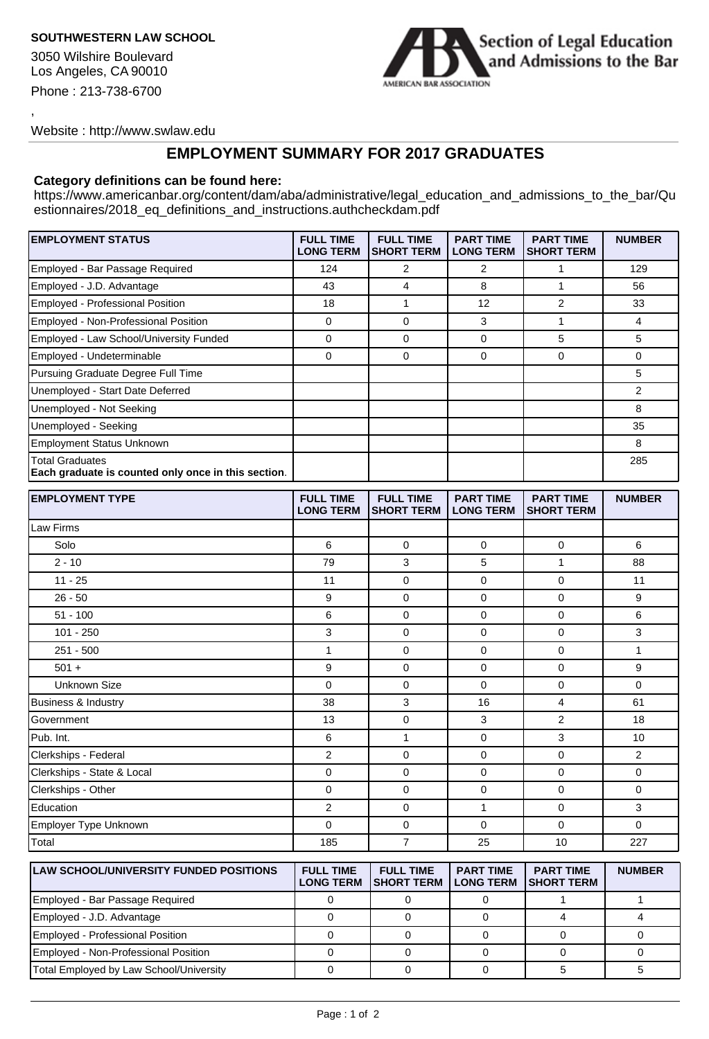**SOUTHWESTERN LAW SCHOOL**

3050 Wilshire Boulevard
Los Angeles, CA 90010

Phone : 213-738-6700

,

Website : http://www.swlaw.edu

Section of Legal Education and Admissions to the Bar

AMERICAN BAR ASSOCIATION

## EMPLOYMENT SUMMARY FOR 2017 GRADUATES

**Category definitions can be found here:**
https://www.americanbar.org/content/dam/aba/administrative/legal_education_and_admissions_to_the_bar/Questionnaires/2018_eq_definitions_and_instructions.authcheckdam.pdf

| EMPLOYMENT STATUS | FULL TIME LONG TERM | FULL TIME SHORT TERM | PART TIME LONG TERM | PART TIME SHORT TERM | NUMBER |
|---|---|---|---|---|---|
| Employed - Bar Passage Required | 124 | 2 | 2 | 1 | 129 |
| Employed - J.D. Advantage | 43 | 4 | 8 | 1 | 56 |
| Employed - Professional Position | 18 | 1 | 12 | 2 | 33 |
| Employed - Non-Professional Position | 0 | 0 | 3 | 1 | 4 |
| Employed - Law School/University Funded | 0 | 0 | 0 | 5 | 5 |
| Employed - Undeterminable | 0 | 0 | 0 | 0 | 0 |
| Pursuing Graduate Degree Full Time | | | | | 5 |
| Unemployed - Start Date Deferred | | | | | 2 |
| Unemployed - Not Seeking | | | | | 8 |
| Unemployed - Seeking | | | | | 35 |
| Employment Status Unknown | | | | | 8 |
| Total Graduates **Each graduate is counted only once in this section**. | | | | | 285 |

| EMPLOYMENT TYPE | FULL TIME LONG TERM | FULL TIME SHORT TERM | PART TIME LONG TERM | PART TIME SHORT TERM | NUMBER |
|---|---|---|---|---|---|
| Law Firms | | | | | |
| Solo | 6 | 0 | 0 | 0 | 6 |
| 2 - 10 | 79 | 3 | 5 | 1 | 88 |
| 11 - 25 | 11 | 0 | 0 | 0 | 11 |
| 26 - 50 | 9 | 0 | 0 | 0 | 9 |
| 51 - 100 | 6 | 0 | 0 | 0 | 6 |
| 101 - 250 | 3 | 0 | 0 | 0 | 3 |
| 251 - 500 | 1 | 0 | 0 | 0 | 1 |
| 501 + | 9 | 0 | 0 | 0 | 9 |
| Unknown Size | 0 | 0 | 0 | 0 | 0 |
| Business & Industry | 38 | 3 | 16 | 4 | 61 |
| Government | 13 | 0 | 3 | 2 | 18 |
| Pub. Int. | 6 | 1 | 0 | 3 | 10 |
| Clerkships - Federal | 2 | 0 | 0 | 0 | 2 |
| Clerkships - State & Local | 0 | 0 | 0 | 0 | 0 |
| Clerkships - Other | 0 | 0 | 0 | 0 | 0 |
| Education | 2 | 0 | 1 | 0 | 3 |
| Employer Type Unknown | 0 | 0 | 0 | 0 | 0 |
| Total | 185 | 7 | 25 | 10 | 227 |

| LAW SCHOOL/UNIVERSITY FUNDED POSITIONS | FULL TIME LONG TERM | FULL TIME SHORT TERM | PART TIME LONG TERM | PART TIME SHORT TERM | NUMBER |
|---|---|---|---|---|---|
| Employed - Bar Passage Required | 0 | 0 | 0 | 1 | 1 |
| Employed - J.D. Advantage | 0 | 0 | 0 | 4 | 4 |
| Employed - Professional Position | 0 | 0 | 0 | 0 | 0 |
| Employed - Non-Professional Position | 0 | 0 | 0 | 0 | 0 |
| Total Employed by Law School/University | 0 | 0 | 0 | 5 | 5 |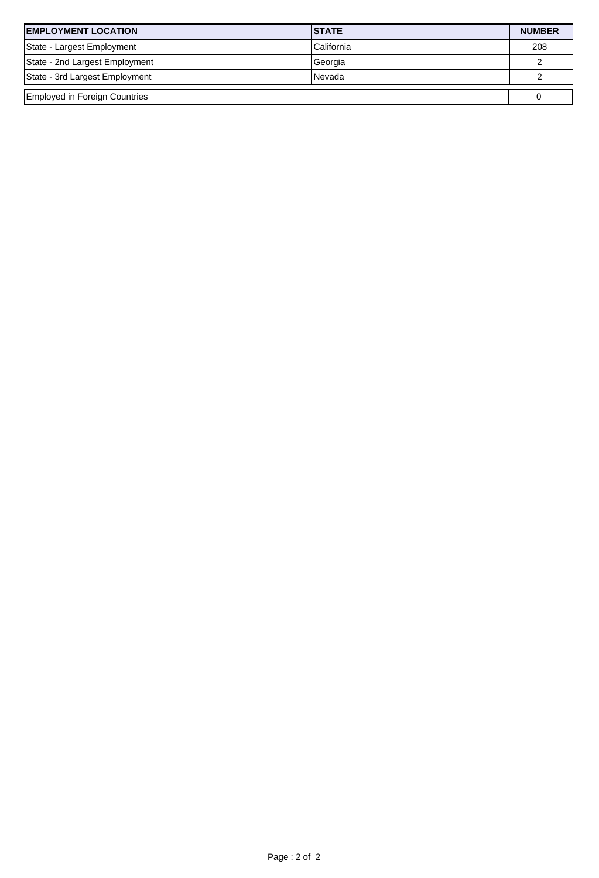| EMPLOYMENT LOCATION | STATE | NUMBER |
|---|---|---|
| State - Largest Employment | California | 208 |
| State - 2nd Largest Employment | Georgia | 2 |
| State - 3rd Largest Employment | Nevada | 2 |
| Employed in Foreign Countries | | 0 |